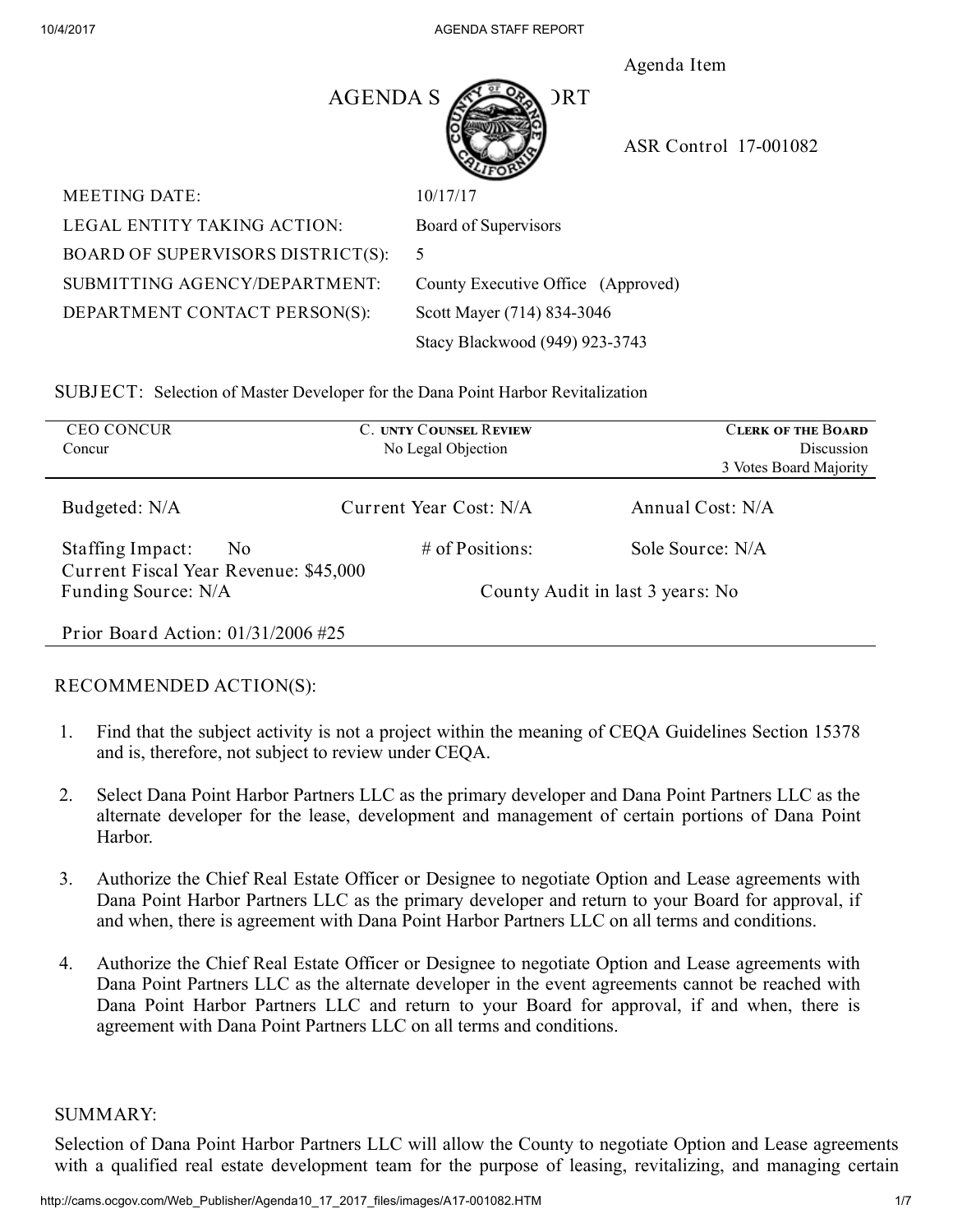Agenda Item

# AGENDA STAFF REPORT

ASR Control 17-001082

| | |
|---|---|
| MEETING DATE: | 10/17/17 |
| LEGAL ENTITY TAKING ACTION: | Board of Supervisors |
| BOARD OF SUPERVISORS DISTRICT(S): | 5 |
| SUBMITTING AGENCY/DEPARTMENT: | County Executive Office (Approved) |
| DEPARTMENT CONTACT PERSON(S): | Scott Mayer (714) 834-3046 |
| | Stacy Blackwood (949) 923-3743 |

SUBJECT: Selection of Master Developer for the Dana Point Harbor Revitalization

| CEO CONCUR | COUNTY COUNSEL REVIEW | CLERK OF THE BOARD |
|---|---|---|
| Concur | No Legal Objection | Discussion<br>3 Votes Board Majority |

| | | |
|---|---|---|
| Budgeted: N/A | Current Year Cost: N/A | Annual Cost: N/A |
| Staffing Impact: No | # of Positions: | Sole Source: N/A |
| Current Fiscal Year Revenue: $45,000 | | |
| Funding Source: N/A | County Audit in last 3 years: No | |
| Prior Board Action: 01/31/2006 #25 | | |

## RECOMMENDED ACTION(S):

1. Find that the subject activity is not a project within the meaning of CEQA Guidelines Section 15378 and is, therefore, not subject to review under CEQA.
2. Select Dana Point Harbor Partners LLC as the primary developer and Dana Point Partners LLC as the alternate developer for the lease, development and management of certain portions of Dana Point Harbor.
3. Authorize the Chief Real Estate Officer or Designee to negotiate Option and Lease agreements with Dana Point Harbor Partners LLC as the primary developer and return to your Board for approval, if and when, there is agreement with Dana Point Harbor Partners LLC on all terms and conditions.
4. Authorize the Chief Real Estate Officer or Designee to negotiate Option and Lease agreements with Dana Point Partners LLC as the alternate developer in the event agreements cannot be reached with Dana Point Harbor Partners LLC and return to your Board for approval, if and when, there is agreement with Dana Point Partners LLC on all terms and conditions.

## SUMMARY:

Selection of Dana Point Harbor Partners LLC will allow the County to negotiate Option and Lease agreements with a qualified real estate development team for the purpose of leasing, revitalizing, and managing certain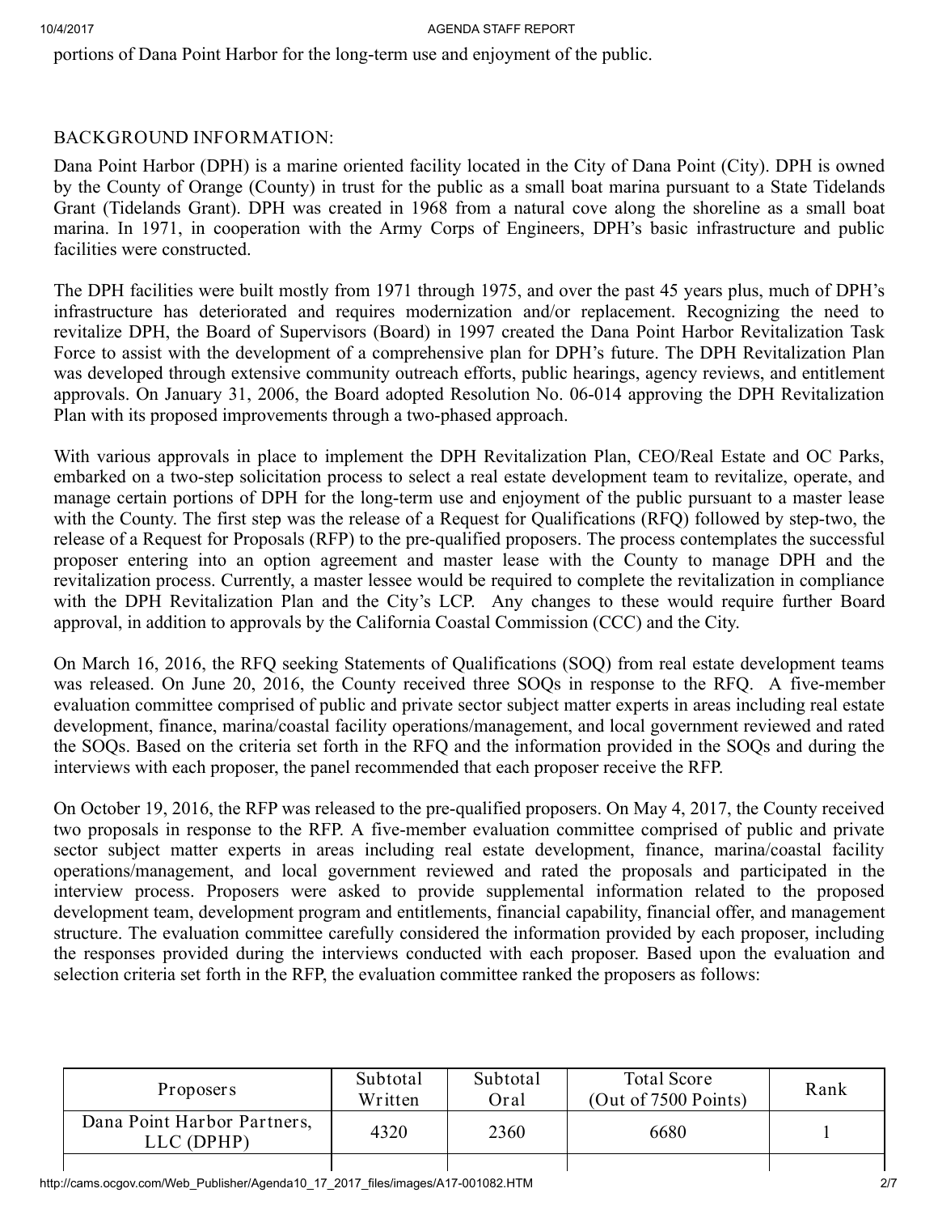portions of Dana Point Harbor for the long-term use and enjoyment of the public.

## BACKGROUND INFORMATION:

Dana Point Harbor (DPH) is a marine oriented facility located in the City of Dana Point (City). DPH is owned by the County of Orange (County) in trust for the public as a small boat marina pursuant to a State Tidelands Grant (Tidelands Grant). DPH was created in 1968 from a natural cove along the shoreline as a small boat marina. In 1971, in cooperation with the Army Corps of Engineers, DPH's basic infrastructure and public facilities were constructed.

The DPH facilities were built mostly from 1971 through 1975, and over the past 45 years plus, much of DPH's infrastructure has deteriorated and requires modernization and/or replacement. Recognizing the need to revitalize DPH, the Board of Supervisors (Board) in 1997 created the Dana Point Harbor Revitalization Task Force to assist with the development of a comprehensive plan for DPH's future. The DPH Revitalization Plan was developed through extensive community outreach efforts, public hearings, agency reviews, and entitlement approvals. On January 31, 2006, the Board adopted Resolution No. 06-014 approving the DPH Revitalization Plan with its proposed improvements through a two-phased approach.

With various approvals in place to implement the DPH Revitalization Plan, CEO/Real Estate and OC Parks, embarked on a two-step solicitation process to select a real estate development team to revitalize, operate, and manage certain portions of DPH for the long-term use and enjoyment of the public pursuant to a master lease with the County. The first step was the release of a Request for Qualifications (RFQ) followed by step-two, the release of a Request for Proposals (RFP) to the pre-qualified proposers. The process contemplates the successful proposer entering into an option agreement and master lease with the County to manage DPH and the revitalization process. Currently, a master lessee would be required to complete the revitalization in compliance with the DPH Revitalization Plan and the City's LCP. Any changes to these would require further Board approval, in addition to approvals by the California Coastal Commission (CCC) and the City.

On March 16, 2016, the RFQ seeking Statements of Qualifications (SOQ) from real estate development teams was released. On June 20, 2016, the County received three SOQs in response to the RFQ. A five-member evaluation committee comprised of public and private sector subject matter experts in areas including real estate development, finance, marina/coastal facility operations/management, and local government reviewed and rated the SOQs. Based on the criteria set forth in the RFQ and the information provided in the SOQs and during the interviews with each proposer, the panel recommended that each proposer receive the RFP.

On October 19, 2016, the RFP was released to the pre-qualified proposers. On May 4, 2017, the County received two proposals in response to the RFP. A five-member evaluation committee comprised of public and private sector subject matter experts in areas including real estate development, finance, marina/coastal facility operations/management, and local government reviewed and rated the proposals and participated in the interview process. Proposers were asked to provide supplemental information related to the proposed development team, development program and entitlements, financial capability, financial offer, and management structure. The evaluation committee carefully considered the information provided by each proposer, including the responses provided during the interviews conducted with each proposer. Based upon the evaluation and selection criteria set forth in the RFP, the evaluation committee ranked the proposers as follows:

| Proposers | Subtotal Written | Subtotal Oral | Total Score (Out of 7500 Points) | Rank |
|---|---|---|---|---|
| Dana Point Harbor Partners, LLC (DPHP) | 4320 | 2360 | 6680 | 1 |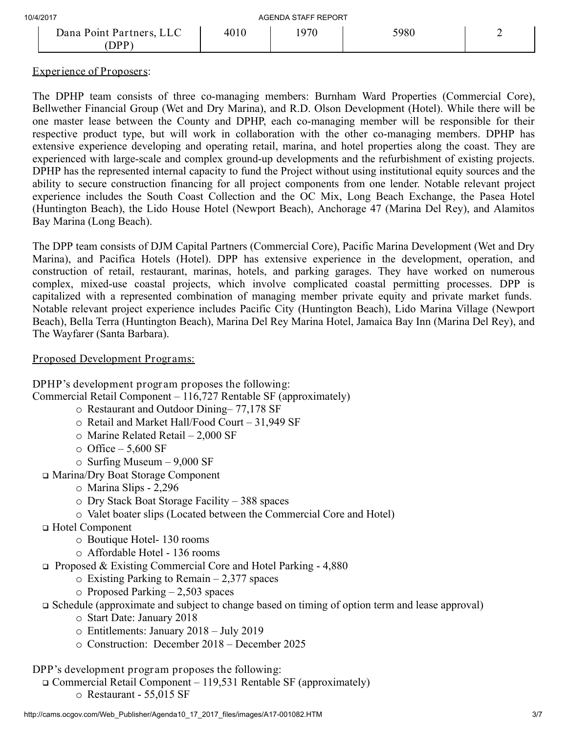| Dana Point Partners, LLC (DPP) | 4010 | 1970 | 5980 | 2 |
|---|---|---|---|---|

Experience of Proposers:

The DPHP team consists of three co-managing members: Burnham Ward Properties (Commercial Core), Bellwether Financial Group (Wet and Dry Marina), and R.D. Olson Development (Hotel). While there will be one master lease between the County and DPHP, each co-managing member will be responsible for their respective product type, but will work in collaboration with the other co-managing members. DPHP has extensive experience developing and operating retail, marina, and hotel properties along the coast. They are experienced with large-scale and complex ground-up developments and the refurbishment of existing projects. DPHP has the represented internal capacity to fund the Project without using institutional equity sources and the ability to secure construction financing for all project components from one lender. Notable relevant project experience includes the South Coast Collection and the OC Mix, Long Beach Exchange, the Pasea Hotel (Huntington Beach), the Lido House Hotel (Newport Beach), Anchorage 47 (Marina Del Rey), and Alamitos Bay Marina (Long Beach).

The DPP team consists of DJM Capital Partners (Commercial Core), Pacific Marina Development (Wet and Dry Marina), and Pacifica Hotels (Hotel). DPP has extensive experience in the development, operation, and construction of retail, restaurant, marinas, hotels, and parking garages. They have worked on numerous complex, mixed-use coastal projects, which involve complicated coastal permitting processes. DPP is capitalized with a represented combination of managing member private equity and private market funds. Notable relevant project experience includes Pacific City (Huntington Beach), Lido Marina Village (Newport Beach), Bella Terra (Huntington Beach), Marina Del Rey Marina Hotel, Jamaica Bay Inn (Marina Del Rey), and The Wayfarer (Santa Barbara).

Proposed Development Programs:

DPHP's development program proposes the following:

Commercial Retail Component – 116,727 Rentable SF (approximately)

- Restaurant and Outdoor Dining– 77,178 SF
- Retail and Market Hall/Food Court – 31,949 SF
- Marine Related Retail – 2,000 SF
- Office – 5,600 SF
- Surfing Museum – 9,000 SF

- Marina/Dry Boat Storage Component
  - Marina Slips - 2,296
  - Dry Stack Boat Storage Facility – 388 spaces
  - Valet boater slips (Located between the Commercial Core and Hotel)
- Hotel Component
  - Boutique Hotel- 130 rooms
  - Affordable Hotel - 136 rooms
- Proposed & Existing Commercial Core and Hotel Parking - 4,880
  - Existing Parking to Remain – 2,377 spaces
  - Proposed Parking – 2,503 spaces
- Schedule (approximate and subject to change based on timing of option term and lease approval)
  - Start Date: January 2018
  - Entitlements: January 2018 – July 2019
  - Construction: December 2018 – December 2025

DPP's development program proposes the following:

- Commercial Retail Component – 119,531 Rentable SF (approximately)
  - Restaurant - 55,015 SF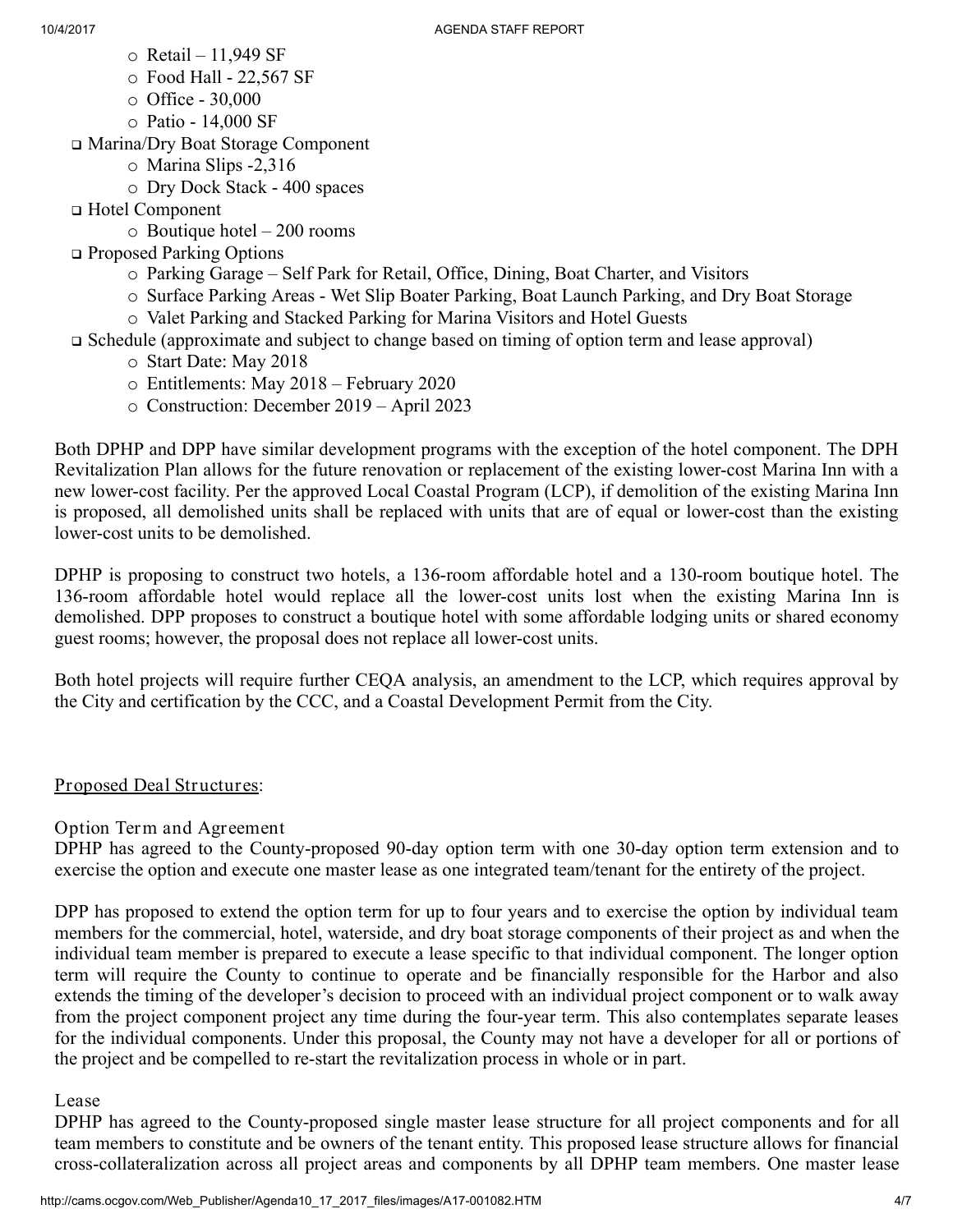- Retail – 11,949 SF
    - Food Hall - 22,567 SF
    - Office - 30,000
    - Patio - 14,000 SF
- Marina/Dry Boat Storage Component
    - Marina Slips -2,316
    - Dry Dock Stack - 400 spaces
- Hotel Component
    - Boutique hotel – 200 rooms
- Proposed Parking Options
    - Parking Garage – Self Park for Retail, Office, Dining, Boat Charter, and Visitors
    - Surface Parking Areas - Wet Slip Boater Parking, Boat Launch Parking, and Dry Boat Storage
    - Valet Parking and Stacked Parking for Marina Visitors and Hotel Guests
- Schedule (approximate and subject to change based on timing of option term and lease approval)
    - Start Date: May 2018
    - Entitlements: May 2018 – February 2020
    - Construction: December 2019 – April 2023

Both DPHP and DPP have similar development programs with the exception of the hotel component. The DPH Revitalization Plan allows for the future renovation or replacement of the existing lower-cost Marina Inn with a new lower-cost facility. Per the approved Local Coastal Program (LCP), if demolition of the existing Marina Inn is proposed, all demolished units shall be replaced with units that are of equal or lower-cost than the existing lower-cost units to be demolished.

DPHP is proposing to construct two hotels, a 136-room affordable hotel and a 130-room boutique hotel. The 136-room affordable hotel would replace all the lower-cost units lost when the existing Marina Inn is demolished. DPP proposes to construct a boutique hotel with some affordable lodging units or shared economy guest rooms; however, the proposal does not replace all lower-cost units.

Both hotel projects will require further CEQA analysis, an amendment to the LCP, which requires approval by the City and certification by the CCC, and a Coastal Development Permit from the City.

## Proposed Deal Structures:

### Option Term and Agreement

DPHP has agreed to the County-proposed 90-day option term with one 30-day option term extension and to exercise the option and execute one master lease as one integrated team/tenant for the entirety of the project.

DPP has proposed to extend the option term for up to four years and to exercise the option by individual team members for the commercial, hotel, waterside, and dry boat storage components of their project as and when the individual team member is prepared to execute a lease specific to that individual component. The longer option term will require the County to continue to operate and be financially responsible for the Harbor and also extends the timing of the developer's decision to proceed with an individual project component or to walk away from the project component project any time during the four-year term. This also contemplates separate leases for the individual components. Under this proposal, the County may not have a developer for all or portions of the project and be compelled to re-start the revitalization process in whole or in part.

### Lease

DPHP has agreed to the County-proposed single master lease structure for all project components and for all team members to constitute and be owners of the tenant entity. This proposed lease structure allows for financial cross-collateralization across all project areas and components by all DPHP team members. One master lease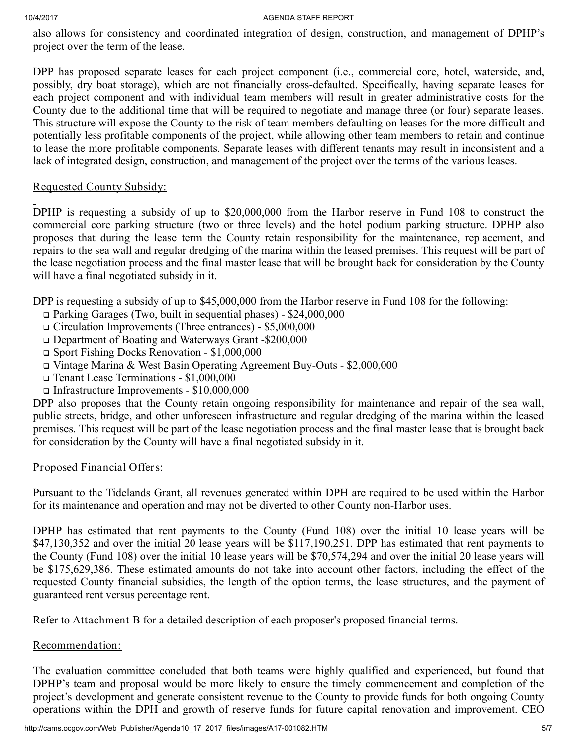also allows for consistency and coordinated integration of design, construction, and management of DPHP's project over the term of the lease.

DPP has proposed separate leases for each project component (i.e., commercial core, hotel, waterside, and, possibly, dry boat storage), which are not financially cross-defaulted. Specifically, having separate leases for each project component and with individual team members will result in greater administrative costs for the County due to the additional time that will be required to negotiate and manage three (or four) separate leases. This structure will expose the County to the risk of team members defaulting on leases for the more difficult and potentially less profitable components of the project, while allowing other team members to retain and continue to lease the more profitable components. Separate leases with different tenants may result in inconsistent and a lack of integrated design, construction, and management of the project over the terms of the various leases.

## Requested County Subsidy:

DPHP is requesting a subsidy of up to $20,000,000 from the Harbor reserve in Fund 108 to construct the commercial core parking structure (two or three levels) and the hotel podium parking structure. DPHP also proposes that during the lease term the County retain responsibility for the maintenance, replacement, and repairs to the sea wall and regular dredging of the marina within the leased premises. This request will be part of the lease negotiation process and the final master lease that will be brought back for consideration by the County will have a final negotiated subsidy in it.

DPP is requesting a subsidy of up to $45,000,000 from the Harbor reserve in Fund 108 for the following:

- Parking Garages (Two, built in sequential phases) - $24,000,000
- Circulation Improvements (Three entrances) - $5,000,000
- Department of Boating and Waterways Grant -$200,000
- Sport Fishing Docks Renovation - $1,000,000
- Vintage Marina & West Basin Operating Agreement Buy-Outs - $2,000,000
- Tenant Lease Terminations - $1,000,000
- Infrastructure Improvements - $10,000,000

DPP also proposes that the County retain ongoing responsibility for maintenance and repair of the sea wall, public streets, bridge, and other unforeseen infrastructure and regular dredging of the marina within the leased premises. This request will be part of the lease negotiation process and the final master lease that is brought back for consideration by the County will have a final negotiated subsidy in it.

## Proposed Financial Offers:

Pursuant to the Tidelands Grant, all revenues generated within DPH are required to be used within the Harbor for its maintenance and operation and may not be diverted to other County non-Harbor uses.

DPHP has estimated that rent payments to the County (Fund 108) over the initial 10 lease years will be $47,130,352 and over the initial 20 lease years will be $117,190,251. DPP has estimated that rent payments to the County (Fund 108) over the initial 10 lease years will be $70,574,294 and over the initial 20 lease years will be $175,629,386. These estimated amounts do not take into account other factors, including the effect of the requested County financial subsidies, the length of the option terms, the lease structures, and the payment of guaranteed rent versus percentage rent.

Refer to Attachment B for a detailed description of each proposer's proposed financial terms.

## Recommendation:

The evaluation committee concluded that both teams were highly qualified and experienced, but found that DPHP's team and proposal would be more likely to ensure the timely commencement and completion of the project's development and generate consistent revenue to the County to provide funds for both ongoing County operations within the DPH and growth of reserve funds for future capital renovation and improvement. CEO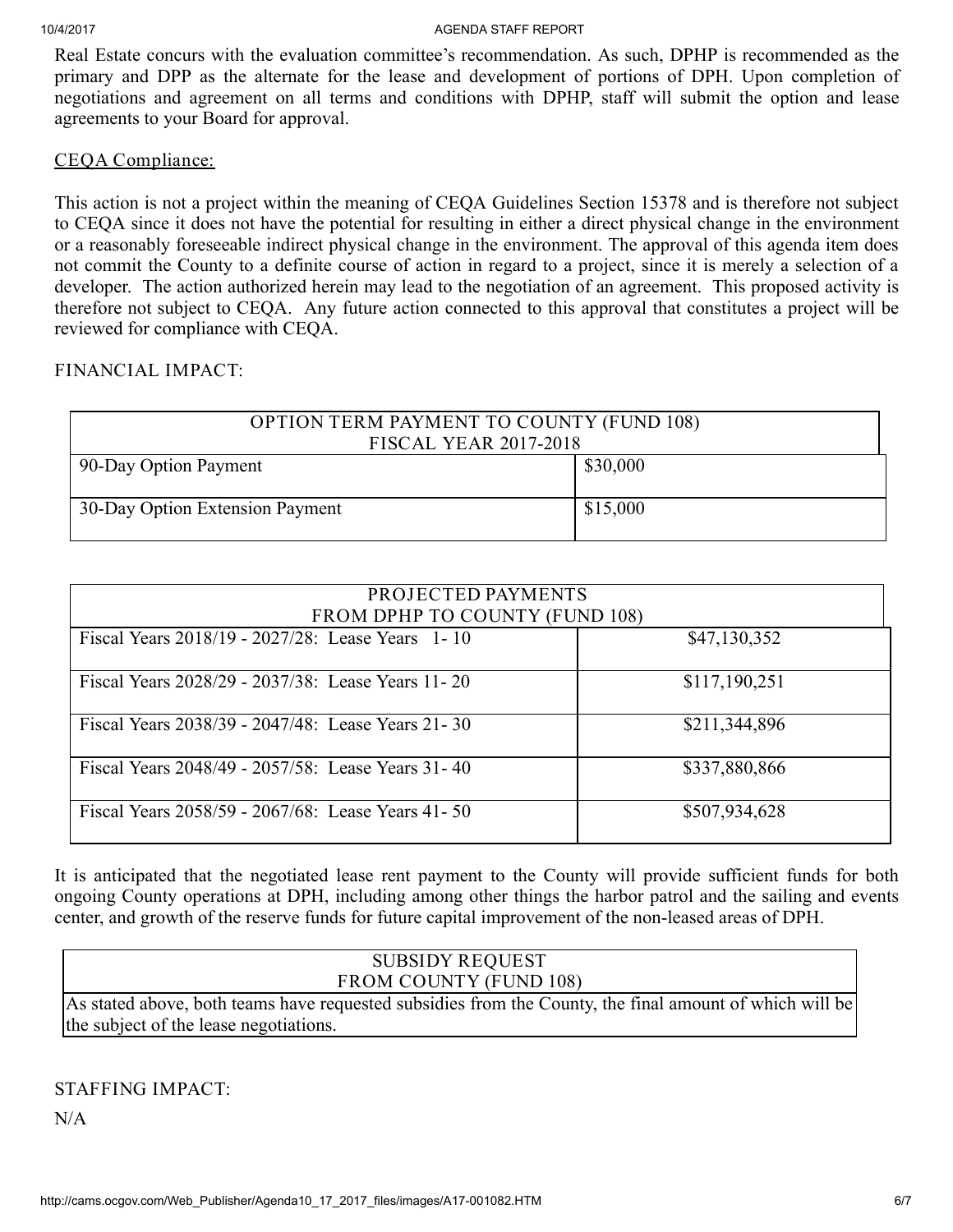Real Estate concurs with the evaluation committee's recommendation. As such, DPHP is recommended as the primary and DPP as the alternate for the lease and development of portions of DPH. Upon completion of negotiations and agreement on all terms and conditions with DPHP, staff will submit the option and lease agreements to your Board for approval.

CEQA Compliance:

This action is not a project within the meaning of CEQA Guidelines Section 15378 and is therefore not subject to CEQA since it does not have the potential for resulting in either a direct physical change in the environment or a reasonably foreseeable indirect physical change in the environment. The approval of this agenda item does not commit the County to a definite course of action in regard to a project, since it is merely a selection of a developer. The action authorized herein may lead to the negotiation of an agreement. This proposed activity is therefore not subject to CEQA. Any future action connected to this approval that constitutes a project will be reviewed for compliance with CEQA.

FINANCIAL IMPACT:

| OPTION TERM PAYMENT TO COUNTY (FUND 108) FISCAL YEAR 2017-2018 | |
|---|---|
| 90-Day Option Payment | $30,000 |
| 30-Day Option Extension Payment | $15,000 |

| PROJECTED PAYMENTS FROM DPHP TO COUNTY (FUND 108) | |
|---|---|
| Fiscal Years 2018/19 - 2027/28: Lease Years 1- 10 | $47,130,352 |
| Fiscal Years 2028/29 - 2037/38: Lease Years 11- 20 | $117,190,251 |
| Fiscal Years 2038/39 - 2047/48: Lease Years 21- 30 | $211,344,896 |
| Fiscal Years 2048/49 - 2057/58: Lease Years 31- 40 | $337,880,866 |
| Fiscal Years 2058/59 - 2067/68: Lease Years 41- 50 | $507,934,628 |

It is anticipated that the negotiated lease rent payment to the County will provide sufficient funds for both ongoing County operations at DPH, including among other things the harbor patrol and the sailing and events center, and growth of the reserve funds for future capital improvement of the non-leased areas of DPH.

| SUBSIDY REQUEST FROM COUNTY (FUND 108) |
|---|
| As stated above, both teams have requested subsidies from the County, the final amount of which will be the subject of the lease negotiations. |

STAFFING IMPACT:

N/A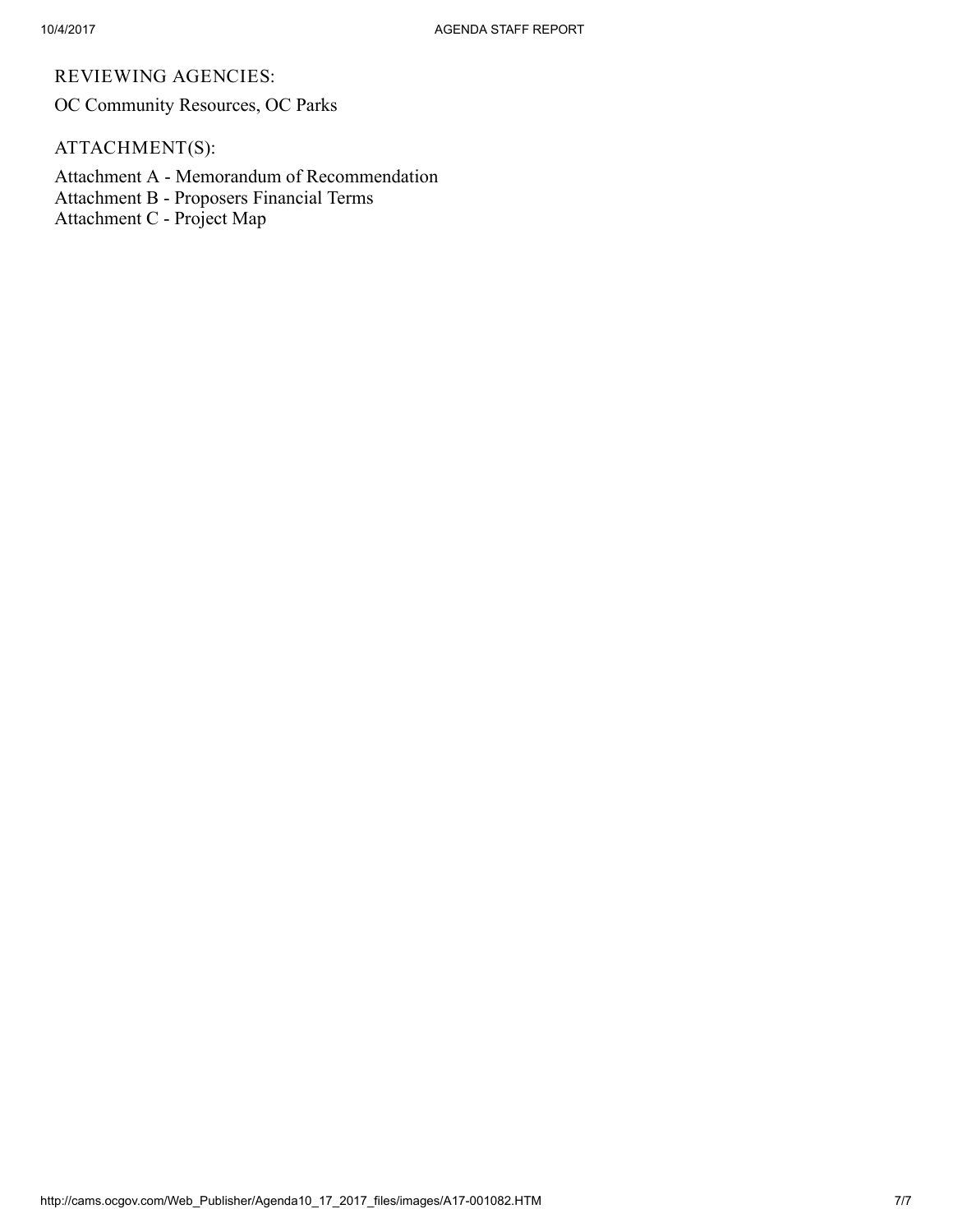REVIEWING AGENCIES:

OC Community Resources, OC Parks

ATTACHMENT(S):

Attachment A - Memorandum of Recommendation
Attachment B - Proposers Financial Terms
Attachment C - Project Map